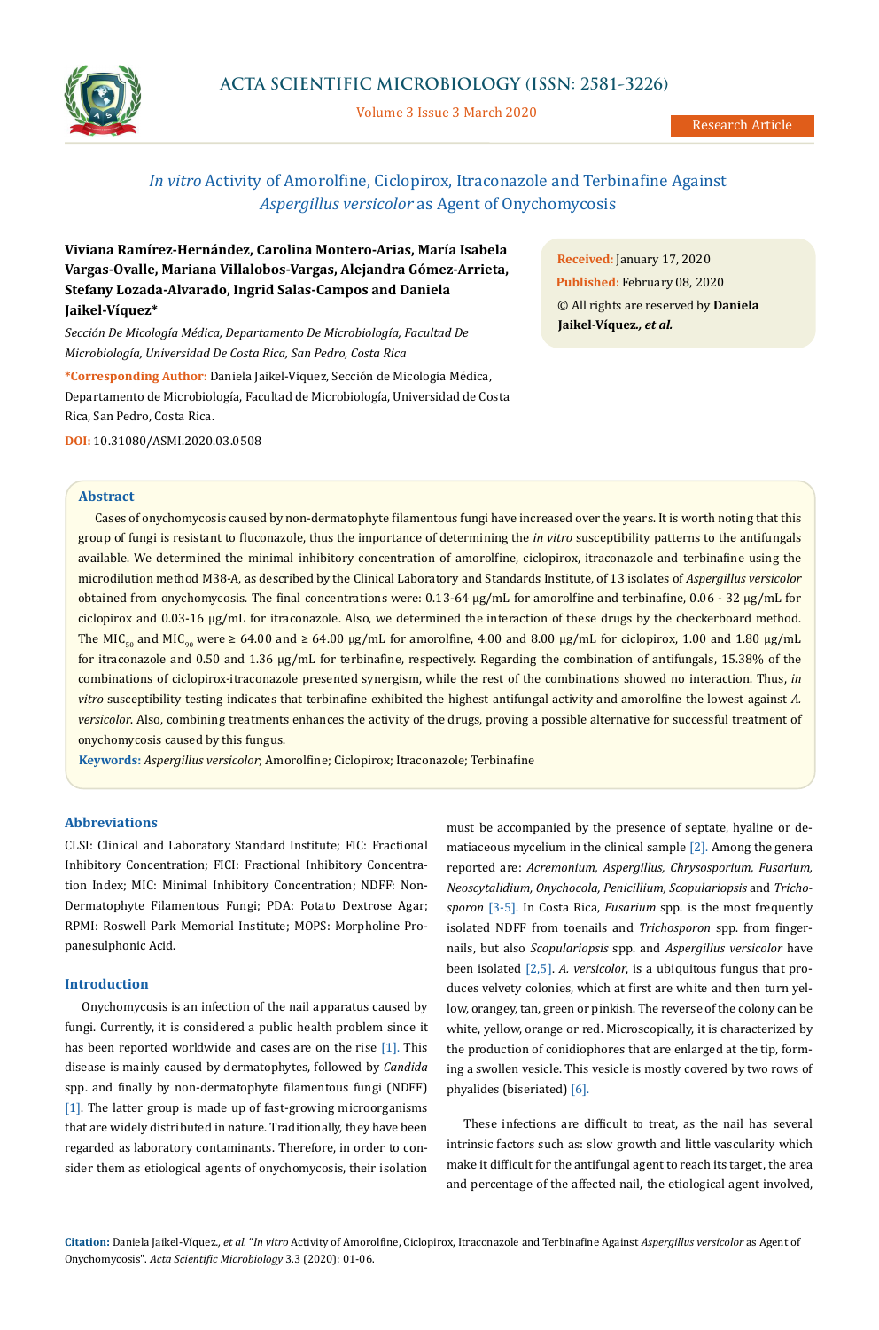Research Article

# *In vitro* Activity of Amorolfine, Ciclopirox, Itraconazole and Terbinafine Against *Aspergillus versicolor* as Agent of Onychomycosis

**Viviana Ramírez-Hernández, Carolina Montero-Arias, María Isabela Vargas-Ovalle, Mariana Villalobos-Vargas, Alejandra Gómez-Arrieta, Stefany Lozada-Alvarado, Ingrid Salas-Campos and Daniela Jaikel-Víquez***

*Sección De Micología Médica, Departamento De Microbiología, Facultad De Microbiología, Universidad De Costa Rica, San Pedro, Costa Rica*

***Corresponding Author:** Daniela Jaikel-Víquez, Sección de Micología Médica, Departamento de Microbiología, Facultad de Microbiología, Universidad de Costa Rica, San Pedro, Costa Rica.

**DOI:** 10.31080/ASMI.2020.03.0508

**Received:** January 17, 2020
**Published:** February 08, 2020
© All rights are reserved by **Daniela Jaikel-Víquez., *et al.***

## Abstract

Cases of onychomycosis caused by non-dermatophyte filamentous fungi have increased over the years. It is worth noting that this group of fungi is resistant to fluconazole, thus the importance of determining the *in vitro* susceptibility patterns to the antifungals available. We determined the minimal inhibitory concentration of amorolfine, ciclopirox, itraconazole and terbinafine using the microdilution method M38-A, as described by the Clinical Laboratory and Standards Institute, of 13 isolates of *Aspergillus versicolor* obtained from onychomycosis. The final concentrations were: 0.13-64 µg/mL for amorolfine and terbinafine, 0.06 - 32 µg/mL for ciclopirox and 0.03-16 µg/mL for itraconazole. Also, we determined the interaction of these drugs by the checkerboard method. The $MIC_{50}$ and $MIC_{90}$ were ≥ 64.00 and ≥ 64.00 µg/mL for amorolfine, 4.00 and 8.00 µg/mL for ciclopirox, 1.00 and 1.80 µg/mL for itraconazole and 0.50 and 1.36 µg/mL for terbinafine, respectively. Regarding the combination of antifungals, 15.38% of the combinations of ciclopirox-itraconazole presented synergism, while the rest of the combinations showed no interaction. Thus, *in vitro* susceptibility testing indicates that terbinafine exhibited the highest antifungal activity and amorolfine the lowest against *A. versicolor*. Also, combining treatments enhances the activity of the drugs, proving a possible alternative for successful treatment of onychomycosis caused by this fungus.

**Keywords:** *Aspergillus versicolor*; Amorolfine; Ciclopirox; Itraconazole; Terbinafine

## Abbreviations

CLSI: Clinical and Laboratory Standard Institute; FIC: Fractional Inhibitory Concentration; FICI: Fractional Inhibitory Concentration Index; MIC: Minimal Inhibitory Concentration; NDFF: Non-Dermatophyte Filamentous Fungi; PDA: Potato Dextrose Agar; RPMI: Roswell Park Memorial Institute; MOPS: Morpholine Propanesulphonic Acid.

## Introduction

Onychomycosis is an infection of the nail apparatus caused by fungi. Currently, it is considered a public health problem since it has been reported worldwide and cases are on the rise [1]. This disease is mainly caused by dermatophytes, followed by *Candida* spp. and finally by non-dermatophyte filamentous fungi (NDFF) [1]. The latter group is made up of fast-growing microorganisms that are widely distributed in nature. Traditionally, they have been regarded as laboratory contaminants. Therefore, in order to consider them as etiological agents of onychomycosis, their isolation must be accompanied by the presence of septate, hyaline or dematiaceous mycelium in the clinical sample [2]. Among the genera reported are: *Acremonium, Aspergillus, Chrysosporium, Fusarium, Neoscytalidium, Onychocola, Penicillium, Scopulariopsis* and *Trichosporon* [3-5]. In Costa Rica, *Fusarium* spp. is the most frequently isolated NDFF from toenails and *Trichosporon* spp. from fingernails, but also *Scopulariopsis* spp. and *Aspergillus versicolor* have been isolated [2,5]. *A. versicolor*, is a ubiquitous fungus that produces velvety colonies, which at first are white and then turn yellow, orangey, tan, green or pinkish. The reverse of the colony can be white, yellow, orange or red. Microscopically, it is characterized by the production of conidiophores that are enlarged at the tip, forming a swollen vesicle. This vesicle is mostly covered by two rows of phyalides (biseriated) [6].

These infections are difficult to treat, as the nail has several intrinsic factors such as: slow growth and little vascularity which make it difficult for the antifungal agent to reach its target, the area and percentage of the affected nail, the etiological agent involved,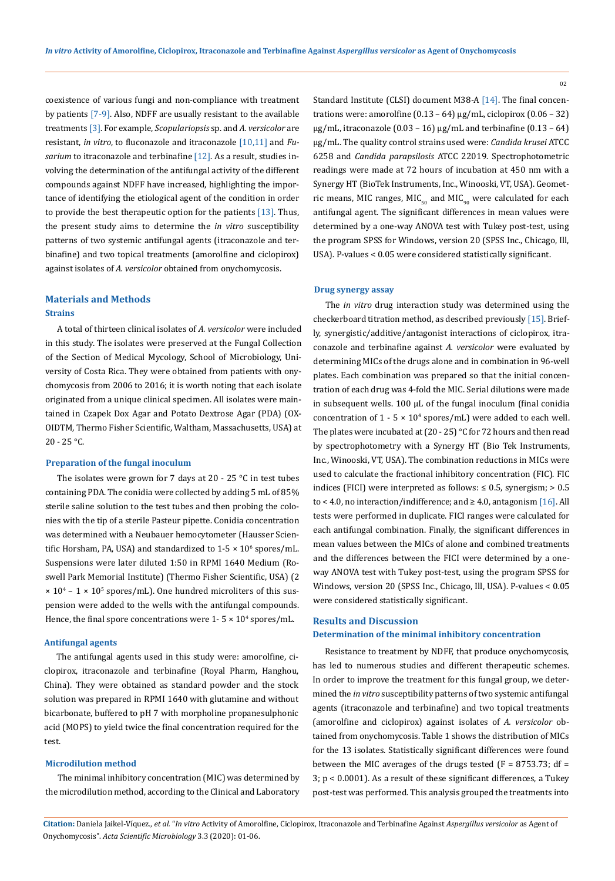coexistence of various fungi and non-compliance with treatment by patients [7-9]. Also, NDFF are usually resistant to the available treatments [3]. For example, *Scopulariopsis* sp. and *A. versicolor* are resistant, *in vitro*, to fluconazole and itraconazole [10,11] and *Fusarium* to itraconazole and terbinafine [12]. As a result, studies involving the determination of the antifungal activity of the different compounds against NDFF have increased, highlighting the importance of identifying the etiological agent of the condition in order to provide the best therapeutic option for the patients [13]. Thus, the present study aims to determine the *in vitro* susceptibility patterns of two systemic antifungal agents (itraconazole and terbinafine) and two topical treatments (amorolfine and ciclopirox) against isolates of *A. versicolor* obtained from onychomycosis.

## Materials and Methods

### Strains

A total of thirteen clinical isolates of *A. versicolor* were included in this study. The isolates were preserved at the Fungal Collection of the Section of Medical Mycology, School of Microbiology, University of Costa Rica. They were obtained from patients with onychomycosis from 2006 to 2016; it is worth noting that each isolate originated from a unique clinical specimen. All isolates were maintained in Czapek Dox Agar and Potato Dextrose Agar (PDA) (OXOIDTM, Thermo Fisher Scientific, Waltham, Massachusetts, USA) at 20 - 25 °C.

### Preparation of the fungal inoculum

The isolates were grown for 7 days at 20 - 25 °C in test tubes containing PDA. The conidia were collected by adding 5 mL of 85% sterile saline solution to the test tubes and then probing the colonies with the tip of a sterile Pasteur pipette. Conidia concentration was determined with a Neubauer hemocytometer (Hausser Scientific Horsham, PA, USA) and standardized to 1-5 × $10^6$ spores/mL. Suspensions were later diluted 1:50 in RPMI 1640 Medium (Roswell Park Memorial Institute) (Thermo Fisher Scientific, USA) (2 × $10^4$ – 1 × $10^5$ spores/mL). One hundred microliters of this suspension were added to the wells with the antifungal compounds. Hence, the final spore concentrations were 1- 5 × $10^4$ spores/mL.

### Antifungal agents

The antifungal agents used in this study were: amorolfine, ciclopirox, itraconazole and terbinafine (Royal Pharm, Hanghou, China). They were obtained as standard powder and the stock solution was prepared in RPMI 1640 with glutamine and without bicarbonate, buffered to pH 7 with morpholine propanesulphonic acid (MOPS) to yield twice the final concentration required for the test.

### Microdilution method

The minimal inhibitory concentration (MIC) was determined by the microdilution method, according to the Clinical and Laboratory Standard Institute (CLSI) document M38-A [14]. The final concentrations were: amorolfine (0.13 – 64) µg/mL, ciclopirox (0.06 – 32) µg/mL, itraconazole (0.03 – 16) µg/mL and terbinafine (0.13 – 64) µg/mL. The quality control strains used were: *Candida krusei* ATCC 6258 and *Candida parapsilosis* ATCC 22019. Spectrophotometric readings were made at 72 hours of incubation at 450 nm with a Synergy HT (BioTek Instruments, Inc., Winooski, VT, USA). Geometric means, MIC ranges, $MIC_{50}$ and $MIC_{90}$ were calculated for each antifungal agent. The significant differences in mean values were determined by a one-way ANOVA test with Tukey post-test, using the program SPSS for Windows, version 20 (SPSS Inc., Chicago, Ill, USA). P-values < 0.05 were considered statistically significant.

### Drug synergy assay

The *in vitro* drug interaction study was determined using the checkerboard titration method, as described previously [15]. Briefly, synergistic/additive/antagonist interactions of ciclopirox, itraconazole and terbinafine against *A. versicolor* were evaluated by determining MICs of the drugs alone and in combination in 96-well plates. Each combination was prepared so that the initial concentration of each drug was 4-fold the MIC. Serial dilutions were made in subsequent wells. 100 µL of the fungal inoculum (final conidia concentration of 1 - 5 × $10^4$ spores/mL) were added to each well. The plates were incubated at (20 - 25) °C for 72 hours and then read by spectrophotometry with a Synergy HT (Bio Tek Instruments, Inc., Winooski, VT, USA). The combination reductions in MICs were used to calculate the fractional inhibitory concentration (FIC). FIC indices (FICI) were interpreted as follows: ≤ 0.5, synergism; > 0.5 to < 4.0, no interaction/indifference; and ≥ 4.0, antagonism [16]. All tests were performed in duplicate. FICI ranges were calculated for each antifungal combination. Finally, the significant differences in mean values between the MICs of alone and combined treatments and the differences between the FICI were determined by a one-way ANOVA test with Tukey post-test, using the program SPSS for Windows, version 20 (SPSS Inc., Chicago, Ill, USA). P-values < 0.05 were considered statistically significant.

## Results and Discussion

### Determination of the minimal inhibitory concentration

Resistance to treatment by NDFF, that produce onychomycosis, has led to numerous studies and different therapeutic schemes. In order to improve the treatment for this fungal group, we determined the *in vitro* susceptibility patterns of two systemic antifungal agents (itraconazole and terbinafine) and two topical treatments (amorolfine and ciclopirox) against isolates of *A. versicolor* obtained from onychomycosis. Table 1 shows the distribution of MICs for the 13 isolates. Statistically significant differences were found between the MIC averages of the drugs tested ($F = 8753.73$; $df = 3$; $p < 0.0001$). As a result of these significant differences, a Tukey post-test was performed. This analysis grouped the treatments into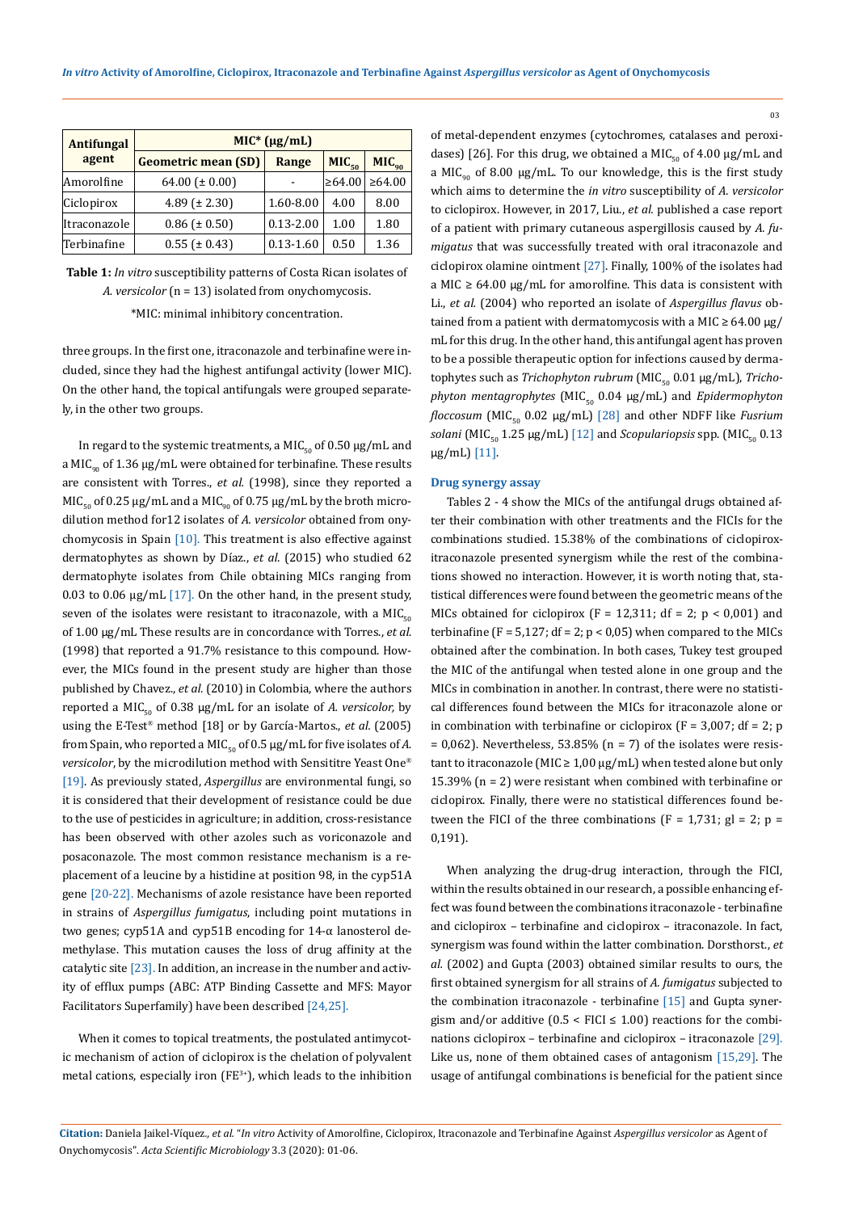| Antifungal agent | MIC* (μg/mL) | | | |
|---|---|---|---|---|
| | Geometric mean (SD) | Range | $MIC_{50}$ | $MIC_{90}$ |
| Amorolfine | 64.00 (± 0.00) | - | ≥64.00 | ≥64.00 |
| Ciclopirox | 4.89 (± 2.30) | 1.60-8.00 | 4.00 | 8.00 |
| Itraconazole | 0.86 (± 0.50) | 0.13-2.00 | 1.00 | 1.80 |
| Terbinafine | 0.55 (± 0.43) | 0.13-1.60 | 0.50 | 1.36 |

**Table 1:** *In vitro* susceptibility patterns of Costa Rican isolates of *A. versicolor* (n = 13) isolated from onychomycosis.
*MIC: minimal inhibitory concentration.

three groups. In the first one, itraconazole and terbinafine were included, since they had the highest antifungal activity (lower MIC). On the other hand, the topical antifungals were grouped separately, in the other two groups.

In regard to the systemic treatments, a $MIC_{50}$ of 0.50 μg/mL and a $MIC_{90}$ of 1.36 μg/mL were obtained for terbinafine. These results are consistent with Torres., *et al.* (1998), since they reported a $MIC_{50}$ of 0.25 μg/mL and a $MIC_{90}$ of 0.75 μg/mL by the broth microdilution method for12 isolates of *A. versicolor* obtained from onychomycosis in Spain [10]. This treatment is also effective against dermatophytes as shown by Díaz., *et al.* (2015) who studied 62 dermatophyte isolates from Chile obtaining MICs ranging from 0.03 to 0.06 μg/mL [17]. On the other hand, in the present study, seven of the isolates were resistant to itraconazole, with a $MIC_{50}$ of 1.00 μg/mL These results are in concordance with Torres., *et al.* (1998) that reported a 91.7% resistance to this compound. However, the MICs found in the present study are higher than those published by Chavez., *et al.* (2010) in Colombia, where the authors reported a $MIC_{50}$ of 0.38 μg/mL for an isolate of *A. versicolor,* by using the E-Test® method [18] or by García-Martos., *et al.* (2005) from Spain, who reported a $MIC_{50}$ of 0.5 μg/mL for five isolates of *A. versicolor*, by the microdilution method with Sensititre Yeast One® [19]. As previously stated, *Aspergillus* are environmental fungi, so it is considered that their development of resistance could be due to the use of pesticides in agriculture; in addition, cross-resistance has been observed with other azoles such as voriconazole and posaconazole. The most common resistance mechanism is a replacement of a leucine by a histidine at position 98, in the cyp51A gene [20-22]. Mechanisms of azole resistance have been reported in strains of *Aspergillus fumigatus*, including point mutations in two genes; cyp51A and cyp51B encoding for 14-α lanosterol demethylase. This mutation causes the loss of drug affinity at the catalytic site [23]. In addition, an increase in the number and activity of efflux pumps (ABC: ATP Binding Cassette and MFS: Mayor Facilitators Superfamily) have been described [24,25].

When it comes to topical treatments, the postulated antimycotic mechanism of action of ciclopirox is the chelation of polyvalent metal cations, especially iron ($FE^{3+}$), which leads to the inhibition of metal-dependent enzymes (cytochromes, catalases and peroxidases) [26]. For this drug, we obtained a $MIC_{50}$ of 4.00 μg/mL and a $MIC_{90}$ of 8.00 μg/mL. To our knowledge, this is the first study which aims to determine the *in vitro* susceptibility of *A. versicolor* to ciclopirox. However, in 2017, Liu., *et al.* published a case report of a patient with primary cutaneous aspergillosis caused by *A. fumigatus* that was successfully treated with oral itraconazole and ciclopirox olamine ointment [27]. Finally, 100% of the isolates had a MIC ≥ 64.00 μg/mL for amorolfine. This data is consistent with Li., *et al.* (2004) who reported an isolate of *Aspergillus flavus* obtained from a patient with dermatomycosis with a MIC ≥ 64.00 μg/mL for this drug. In the other hand, this antifungal agent has proven to be a possible therapeutic option for infections caused by dermatophytes such as *Trichophyton rubrum* ($MIC_{50}$ 0.01 μg/mL), *Trichophyton mentagrophytes* ($MIC_{50}$ 0.04 μg/mL) and *Epidermophyton floccosum* ($MIC_{50}$ 0.02 μg/mL) [28] and other NDFF like *Fusrium solani* ($MIC_{50}$ 1.25 μg/mL) [12] and *Scopulariopsis* spp. ($MIC_{50}$ 0.13 μg/mL) [11].

### Drug synergy assay

Tables 2 - 4 show the MICs of the antifungal drugs obtained after their combination with other treatments and the FICIs for the combinations studied. 15.38% of the combinations of ciclopirox-itraconazole presented synergism while the rest of the combinations showed no interaction. However, it is worth noting that, statistical differences were found between the geometric means of the MICs obtained for ciclopirox ($F = 12{,}311$; $df = 2$; $p < 0{,}001$) and terbinafine ($F = 5{,}127$; $df = 2$; $p < 0{,}05$) when compared to the MICs obtained after the combination. In both cases, Tukey test grouped the MIC of the antifungal when tested alone in one group and the MICs in combination in another. In contrast, there were no statistical differences found between the MICs for itraconazole alone or in combination with terbinafine or ciclopirox ($F = 3{,}007$; $df = 2$; $p = 0{,}062$). Nevertheless, 53.85% (n = 7) of the isolates were resistant to itraconazole (MIC ≥ 1,00 μg/mL) when tested alone but only 15.39% (n = 2) were resistant when combined with terbinafine or ciclopirox. Finally, there were no statistical differences found between the FICI of the three combinations ($F = 1{,}731$; $gl = 2$; $p = 0{,}191$).

When analyzing the drug-drug interaction, through the FICI, within the results obtained in our research, a possible enhancing effect was found between the combinations itraconazole - terbinafine and ciclopirox – terbinafine and ciclopirox – itraconazole. In fact, synergism was found within the latter combination. Dorsthorst., *et al.* (2002) and Gupta (2003) obtained similar results to ours, the first obtained synergism for all strains of *A. fumigatus* subjected to the combination itraconazole - terbinafine [15] and Gupta synergism and/or additive ($0.5 < FICI \leq 1.00$) reactions for the combinations ciclopirox – terbinafine and ciclopirox – itraconazole [29]. Like us, none of them obtained cases of antagonism [15,29]. The usage of antifungal combinations is beneficial for the patient since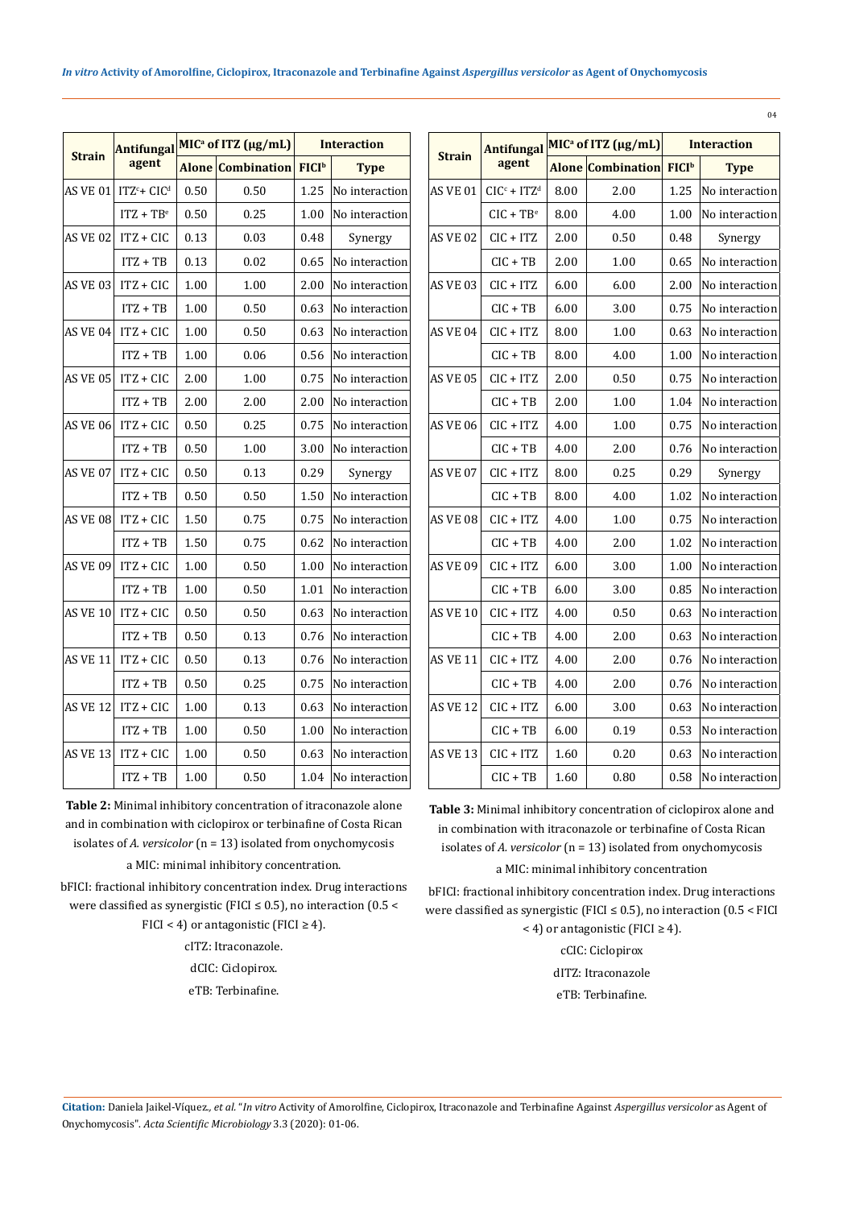| Strain | Antifungal agent | MIC[a] of ITZ (µg/mL) | | Interaction | |
|---|---|---|---|---|---|
| | | Alone | Combination | FICI[b] | Type |
| AS VE 01 | ITZ[c] + CIC[d] | 0.50 | 0.50 | 1.25 | No interaction |
| | ITZ + TB[e] | 0.50 | 0.25 | 1.00 | No interaction |
| AS VE 02 | ITZ + CIC | 0.13 | 0.03 | 0.48 | Synergy |
| | ITZ + TB | 0.13 | 0.02 | 0.65 | No interaction |
| AS VE 03 | ITZ + CIC | 1.00 | 1.00 | 2.00 | No interaction |
| | ITZ + TB | 1.00 | 0.50 | 0.63 | No interaction |
| AS VE 04 | ITZ + CIC | 1.00 | 0.50 | 0.63 | No interaction |
| | ITZ + TB | 1.00 | 0.06 | 0.56 | No interaction |
| AS VE 05 | ITZ + CIC | 2.00 | 1.00 | 0.75 | No interaction |
| | ITZ + TB | 2.00 | 2.00 | 2.00 | No interaction |
| AS VE 06 | ITZ + CIC | 0.50 | 0.25 | 0.75 | No interaction |
| | ITZ + TB | 0.50 | 1.00 | 3.00 | No interaction |
| AS VE 07 | ITZ + CIC | 0.50 | 0.13 | 0.29 | Synergy |
| | ITZ + TB | 0.50 | 0.50 | 1.50 | No interaction |
| AS VE 08 | ITZ + CIC | 1.50 | 0.75 | 0.75 | No interaction |
| | ITZ + TB | 1.50 | 0.75 | 0.62 | No interaction |
| AS VE 09 | ITZ + CIC | 1.00 | 0.50 | 1.00 | No interaction |
| | ITZ + TB | 1.00 | 0.50 | 1.01 | No interaction |
| AS VE 10 | ITZ + CIC | 0.50 | 0.50 | 0.63 | No interaction |
| | ITZ + TB | 0.50 | 0.13 | 0.76 | No interaction |
| AS VE 11 | ITZ + CIC | 0.50 | 0.13 | 0.76 | No interaction |
| | ITZ + TB | 0.50 | 0.25 | 0.75 | No interaction |
| AS VE 12 | ITZ + CIC | 1.00 | 0.13 | 0.63 | No interaction |
| | ITZ + TB | 1.00 | 0.50 | 1.00 | No interaction |
| AS VE 13 | ITZ + CIC | 1.00 | 0.50 | 0.63 | No interaction |
| | ITZ + TB | 1.00 | 0.50 | 1.04 | No interaction |

**Table 2:** Minimal inhibitory concentration of itraconazole alone and in combination with ciclopirox or terbinafine of Costa Rican isolates of *A. versicolor* (n = 13) isolated from onychomycosis

a MIC: minimal inhibitory concentration.

bFICI: fractional inhibitory concentration index. Drug interactions were classified as synergistic (FICI ≤ 0.5), no interaction (0.5 < FICI < 4) or antagonistic (FICI ≥ 4).

cITZ: Itraconazole.

dCIC: Ciclopirox.

eTB: Terbinafine.

| Strain | Antifungal agent | MIC[a] of ITZ (µg/mL) | | Interaction | |
|---|---|---|---|---|---|
| | | Alone | Combination | FICI[b] | Type |
| AS VE 01 | CIC[c] + ITZ[d] | 8.00 | 2.00 | 1.25 | No interaction |
| | CIC + TB[e] | 8.00 | 4.00 | 1.00 | No interaction |
| AS VE 02 | CIC + ITZ | 2.00 | 0.50 | 0.48 | Synergy |
| | CIC + TB | 2.00 | 1.00 | 0.65 | No interaction |
| AS VE 03 | CIC + ITZ | 6.00 | 6.00 | 2.00 | No interaction |
| | CIC + TB | 6.00 | 3.00 | 0.75 | No interaction |
| AS VE 04 | CIC + ITZ | 8.00 | 1.00 | 0.63 | No interaction |
| | CIC + TB | 8.00 | 4.00 | 1.00 | No interaction |
| AS VE 05 | CIC + ITZ | 2.00 | 0.50 | 0.75 | No interaction |
| | CIC + TB | 2.00 | 1.00 | 1.04 | No interaction |
| AS VE 06 | CIC + ITZ | 4.00 | 1.00 | 0.75 | No interaction |
| | CIC + TB | 4.00 | 2.00 | 0.76 | No interaction |
| AS VE 07 | CIC + ITZ | 8.00 | 0.25 | 0.29 | Synergy |
| | CIC + TB | 8.00 | 4.00 | 1.02 | No interaction |
| AS VE 08 | CIC + ITZ | 4.00 | 1.00 | 0.75 | No interaction |
| | CIC + TB | 4.00 | 2.00 | 1.02 | No interaction |
| AS VE 09 | CIC + ITZ | 6.00 | 3.00 | 1.00 | No interaction |
| | CIC + TB | 6.00 | 3.00 | 0.85 | No interaction |
| AS VE 10 | CIC + ITZ | 4.00 | 0.50 | 0.63 | No interaction |
| | CIC + TB | 4.00 | 2.00 | 0.63 | No interaction |
| AS VE 11 | CIC + ITZ | 4.00 | 2.00 | 0.76 | No interaction |
| | CIC + TB | 4.00 | 2.00 | 0.76 | No interaction |
| AS VE 12 | CIC + ITZ | 6.00 | 3.00 | 0.63 | No interaction |
| | CIC + TB | 6.00 | 0.19 | 0.53 | No interaction |
| AS VE 13 | CIC + ITZ | 1.60 | 0.20 | 0.63 | No interaction |
| | CIC + TB | 1.60 | 0.80 | 0.58 | No interaction |

**Table 3:** Minimal inhibitory concentration of ciclopirox alone and in combination with itraconazole or terbinafine of Costa Rican isolates of *A. versicolor* (n = 13) isolated from onychomycosis

a MIC: minimal inhibitory concentration

bFICI: fractional inhibitory concentration index. Drug interactions were classified as synergistic (FICI ≤ 0.5), no interaction (0.5 < FICI < 4) or antagonistic (FICI ≥ 4).

cCIC: Ciclopirox

dITZ: Itraconazole

eTB: Terbinafine.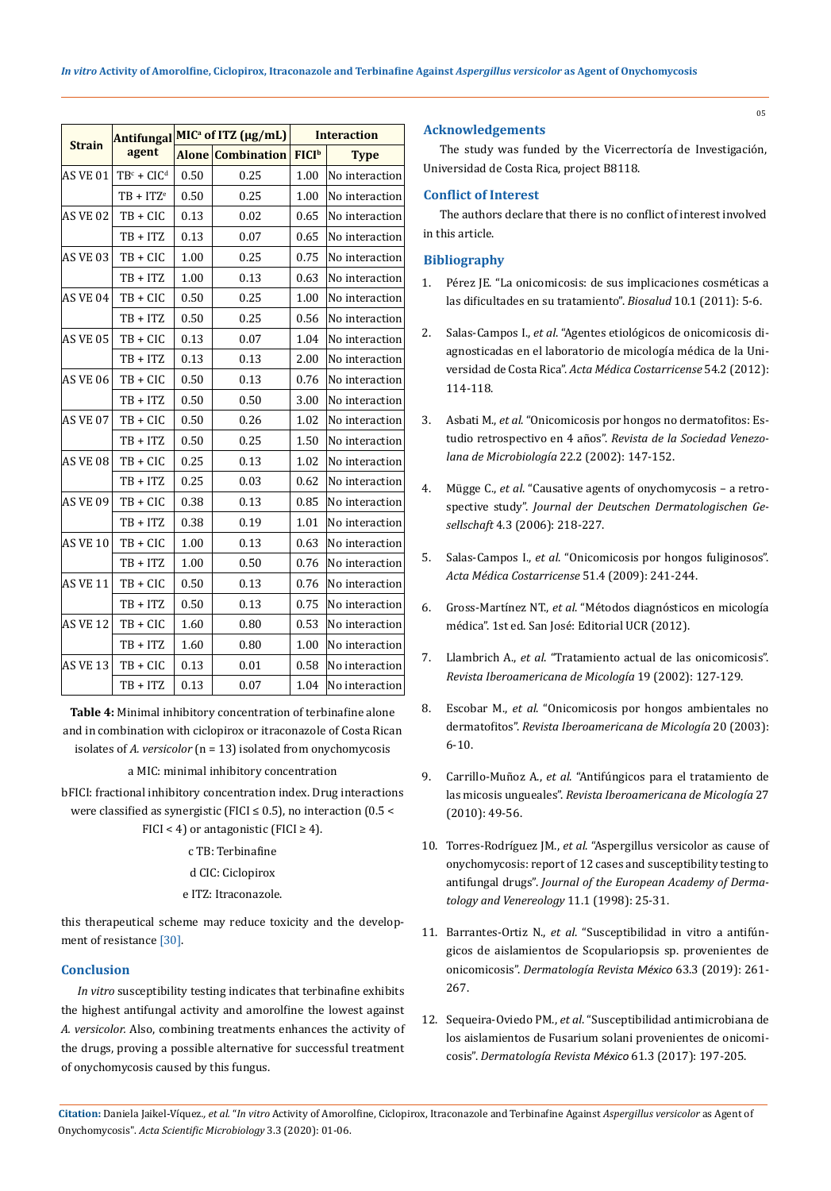| Strain | Antifungal agent | MIC[a] of ITZ (µg/mL) | | Interaction | |
|---|---|---|---|---|---|
| | | Alone | Combination | FICI[b] | Type |
| AS VE 01 | TB[c] + CIC[d] | 0.50 | 0.25 | 1.00 | No interaction |
| | TB + ITZ[e] | 0.50 | 0.25 | 1.00 | No interaction |
| AS VE 02 | TB + CIC | 0.13 | 0.02 | 0.65 | No interaction |
| | TB + ITZ | 0.13 | 0.07 | 0.65 | No interaction |
| AS VE 03 | TB + CIC | 1.00 | 0.25 | 0.75 | No interaction |
| | TB + ITZ | 1.00 | 0.13 | 0.63 | No interaction |
| AS VE 04 | TB + CIC | 0.50 | 0.25 | 1.00 | No interaction |
| | TB + ITZ | 0.50 | 0.25 | 0.56 | No interaction |
| AS VE 05 | TB + CIC | 0.13 | 0.07 | 1.04 | No interaction |
| | TB + ITZ | 0.13 | 0.13 | 2.00 | No interaction |
| AS VE 06 | TB + CIC | 0.50 | 0.13 | 0.76 | No interaction |
| | TB + ITZ | 0.50 | 0.50 | 3.00 | No interaction |
| AS VE 07 | TB + CIC | 0.50 | 0.26 | 1.02 | No interaction |
| | TB + ITZ | 0.50 | 0.25 | 1.50 | No interaction |
| AS VE 08 | TB + CIC | 0.25 | 0.13 | 1.02 | No interaction |
| | TB + ITZ | 0.25 | 0.03 | 0.62 | No interaction |
| AS VE 09 | TB + CIC | 0.38 | 0.13 | 0.85 | No interaction |
| | TB + ITZ | 0.38 | 0.19 | 1.01 | No interaction |
| AS VE 10 | TB + CIC | 1.00 | 0.13 | 0.63 | No interaction |
| | TB + ITZ | 1.00 | 0.50 | 0.76 | No interaction |
| AS VE 11 | TB + CIC | 0.50 | 0.13 | 0.76 | No interaction |
| | TB + ITZ | 0.50 | 0.13 | 0.75 | No interaction |
| AS VE 12 | TB + CIC | 1.60 | 0.80 | 0.53 | No interaction |
| | TB + ITZ | 1.60 | 0.80 | 1.00 | No interaction |
| AS VE 13 | TB + CIC | 0.13 | 0.01 | 0.58 | No interaction |
| | TB + ITZ | 0.13 | 0.07 | 1.04 | No interaction |

**Table 4:** Minimal inhibitory concentration of terbinafine alone and in combination with ciclopirox or itraconazole of Costa Rican isolates of *A. versicolor* (n = 13) isolated from onychomycosis

a MIC: minimal inhibitory concentration

bFICI: fractional inhibitory concentration index. Drug interactions were classified as synergistic (FICI ≤ 0.5), no interaction (0.5 < FICI < 4) or antagonistic (FICI ≥ 4).

c TB: Terbinafine

d CIC: Ciclopirox

e ITZ: Itraconazole.

this therapeutical scheme may reduce toxicity and the development of resistance [30].

## Conclusion

*In vitro* susceptibility testing indicates that terbinafine exhibits the highest antifungal activity and amorolfine the lowest against *A. versicolor*. Also, combining treatments enhances the activity of the drugs, proving a possible alternative for successful treatment of onychomycosis caused by this fungus.

## Acknowledgements

The study was funded by the Vicerrectoría de Investigación, Universidad de Costa Rica, project B8118.

## Conflict of Interest

The authors declare that there is no conflict of interest involved in this article.

## Bibliography

1. Pérez JE. "La onicomicosis: de sus implicaciones cosméticas a las dificultades en su tratamiento". *Biosalud* 10.1 (2011): 5-6.
2. Salas-Campos I., *et al.* "Agentes etiológicos de onicomicosis diagnosticadas en el laboratorio de micología médica de la Universidad de Costa Rica". *Acta Médica Costarricense* 54.2 (2012): 114-118.
3. Asbati M., *et al.* "Onicomicosis por hongos no dermatofitos: Estudio retrospectivo en 4 años". *Revista de la Sociedad Venezolana de Microbiología* 22.2 (2002): 147-152.
4. Mügge C., *et al.* "Causative agents of onychomycosis – a retrospective study". *Journal der Deutschen Dermatologischen Gesellschaft* 4.3 (2006): 218-227.
5. Salas-Campos I., *et al.* "Onicomicosis por hongos fuliginosos". *Acta Médica Costarricense* 51.4 (2009): 241-244.
6. Gross-Martínez NT., *et al.* "Métodos diagnósticos en micología médica". 1st ed. San José: Editorial UCR (2012).
7. Llambrich A., *et al.* "Tratamiento actual de las onicomicosis". *Revista Iberoamericana de Micología* 19 (2002): 127-129.
8. Escobar M., *et al.* "Onicomicosis por hongos ambientales no dermatofitos". *Revista Iberoamericana de Micología* 20 (2003): 6-10.
9. Carrillo-Muñoz A., *et al.* "Antifúngicos para el tratamiento de las micosis ungueales". *Revista Iberoamericana de Micología* 27 (2010): 49-56.
10. Torres-Rodríguez JM., *et al.* "Aspergillus versicolor as cause of onychomycosis: report of 12 cases and susceptibility testing to antifungal drugs". *Journal of the European Academy of Dermatology and Venereology* 11.1 (1998): 25-31.
11. Barrantes-Ortiz N., *et al.* "Susceptibilidad in vitro a antifúngicos de aislamientos de Scopulariopsis sp. provenientes de onicomicosis". *Dermatología Revista México* 63.3 (2019): 261-267.
12. Sequeira-Oviedo PM., *et al.* "Susceptibilidad antimicrobiana de los aislamientos de Fusarium solani provenientes de onicomicosis". *Dermatología Revista México* 61.3 (2017): 197-205.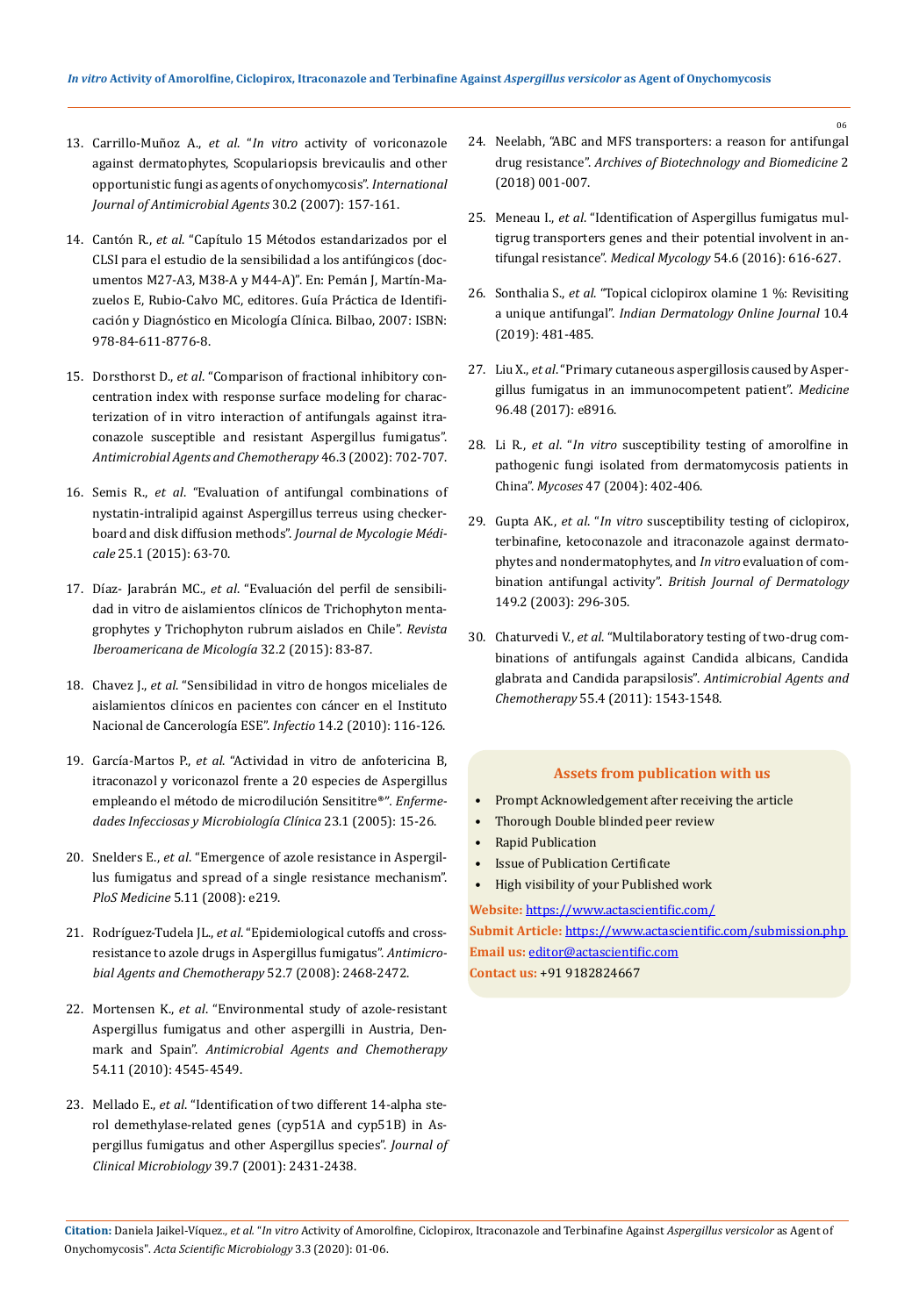13. Carrillo-Muñoz A., *et al.* "*In vitro* activity of voriconazole against dermatophytes, Scopulariopsis brevicaulis and other opportunistic fungi as agents of onychomycosis". *International Journal of Antimicrobial Agents* 30.2 (2007): 157-161.

14. Cantón R., *et al.* "Capítulo 15 Métodos estandarizados por el CLSI para el estudio de la sensibilidad a los antifúngicos (documentos M27-A3, M38-A y M44-A)". En: Pemán J, Martín-Mazuelos E, Rubio-Calvo MC, editores. Guía Práctica de Identificación y Diagnóstico en Micología Clínica. Bilbao, 2007: ISBN: 978-84-611-8776-8.

15. Dorsthorst D., *et al.* "Comparison of fractional inhibitory concentration index with response surface modeling for characterization of in vitro interaction of antifungals against itraconazole susceptible and resistant Aspergillus fumigatus". *Antimicrobial Agents and Chemotherapy* 46.3 (2002): 702-707.

16. Semis R., *et al.* "Evaluation of antifungal combinations of nystatin-intralipid against Aspergillus terreus using checkerboard and disk diffusion methods". *Journal de Mycologie Médicale* 25.1 (2015): 63-70.

17. Díaz- Jarabrán MC., *et al.* "Evaluación del perfil de sensibilidad in vitro de aislamientos clínicos de Trichophyton mentagrophytes y Trichophyton rubrum aislados en Chile". *Revista Iberoamericana de Micología* 32.2 (2015): 83-87.

18. Chavez J., *et al.* "Sensibilidad in vitro de hongos miceliales de aislamientos clínicos en pacientes con cáncer en el Instituto Nacional de Cancerología ESE". *Infectio* 14.2 (2010): 116-126.

19. García-Martos P., *et al.* "Actividad in vitro de anfotericina B, itraconazol y voriconazol frente a 20 especies de Aspergillus empleando el método de microdilución Sensititre®". *Enfermedades Infecciosas y Microbiología Clínica* 23.1 (2005): 15-26.

20. Snelders E., *et al.* "Emergence of azole resistance in Aspergillus fumigatus and spread of a single resistance mechanism". *PloS Medicine* 5.11 (2008): e219.

21. Rodríguez-Tudela JL., *et al.* "Epidemiological cutoffs and cross-resistance to azole drugs in Aspergillus fumigatus". *Antimicrobial Agents and Chemotherapy* 52.7 (2008): 2468-2472.

22. Mortensen K., *et al.* "Environmental study of azole-resistant Aspergillus fumigatus and other aspergilli in Austria, Denmark and Spain". *Antimicrobial Agents and Chemotherapy* 54.11 (2010): 4545-4549.

23. Mellado E., *et al.* "Identification of two different 14-alpha sterol demethylase-related genes (cyp51A and cyp51B) in Aspergillus fumigatus and other Aspergillus species". *Journal of Clinical Microbiology* 39.7 (2001): 2431-2438.

24. Neelabh, "ABC and MFS transporters: a reason for antifungal drug resistance". *Archives of Biotechnology and Biomedicine* 2 (2018) 001-007.

25. Meneau I., *et al.* "Identification of Aspergillus fumigatus multigrug transporters genes and their potential involvent in antifungal resistance". *Medical Mycology* 54.6 (2016): 616-627.

26. Sonthalia S., *et al.* "Topical ciclopirox olamine 1 %: Revisiting a unique antifungal". *Indian Dermatology Online Journal* 10.4 (2019): 481-485.

27. Liu X., *et al.* "Primary cutaneous aspergillosis caused by Aspergillus fumigatus in an immunocompetent patient". *Medicine* 96.48 (2017): e8916.

28. Li R., *et al.* "*In vitro* susceptibility testing of amorolfine in pathogenic fungi isolated from dermatomycosis patients in China". *Mycoses* 47 (2004): 402-406.

29. Gupta AK., *et al.* "*In vitro* susceptibility testing of ciclopirox, terbinafine, ketoconazole and itraconazole against dermatophytes and nondermatophytes, and *In vitro* evaluation of combination antifungal activity". *British Journal of Dermatology* 149.2 (2003): 296-305.

30. Chaturvedi V., *et al.* "Multilaboratory testing of two-drug combinations of antifungals against Candida albicans, Candida glabrata and Candida parapsilosis". *Antimicrobial Agents and Chemotherapy* 55.4 (2011): 1543-1548.

**Assets from publication with us**

- Prompt Acknowledgement after receiving the article
- Thorough Double blinded peer review
- Rapid Publication
- Issue of Publication Certificate
- High visibility of your Published work

**Website:** https://www.actascientific.com/
**Submit Article:** https://www.actascientific.com/submission.php
**Email us:** editor@actascientific.com
**Contact us:** +91 9182824667